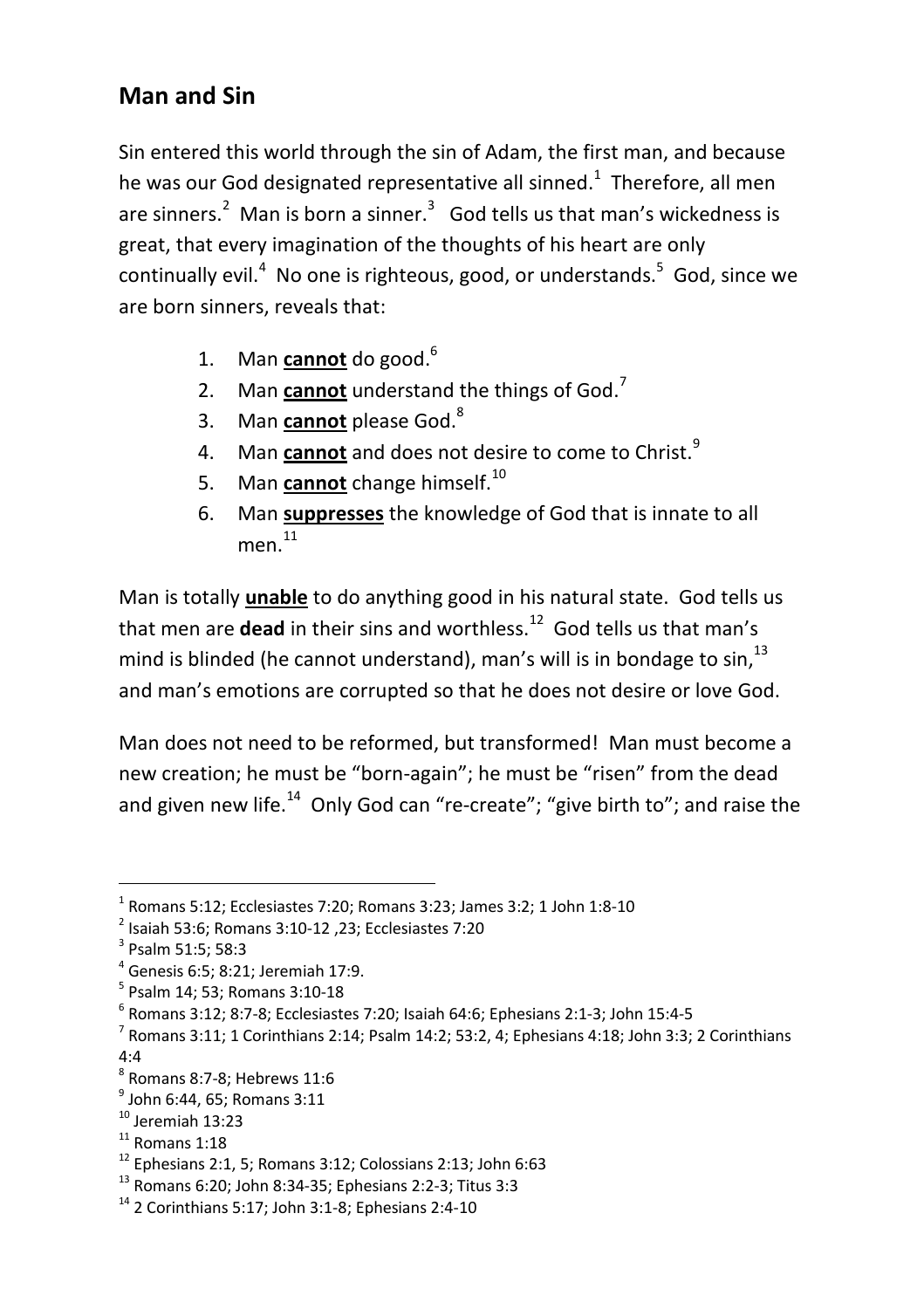## Man and Sin

Sin entered this world through the sin of Adam, the first man, and because he was our God designated representative all sinned.[1] Therefore, all men are sinners.[2] Man is born a sinner.[3] God tells us that man's wickedness is great, that every imagination of the thoughts of his heart are only continually evil.[4] No one is righteous, good, or understands.[5] God, since we are born sinners, reveals that:

1. Man **cannot** do good.[6]
2. Man **cannot** understand the things of God.[7]
3. Man **cannot** please God.[8]
4. Man **cannot** and does not desire to come to Christ.[9]
5. Man **cannot** change himself.[10]
6. Man **suppresses** the knowledge of God that is innate to all men.[11]

Man is totally **unable** to do anything good in his natural state. God tells us that men are **dead** in their sins and worthless.[12] God tells us that man's mind is blinded (he cannot understand), man's will is in bondage to sin,[13] and man's emotions are corrupted so that he does not desire or love God.

Man does not need to be reformed, but transformed! Man must become a new creation; he must be "born-again"; he must be "risen" from the dead and given new life.[14] Only God can "re-create"; "give birth to"; and raise the

---

[1] Romans 5:12; Ecclesiastes 7:20; Romans 3:23; James 3:2; 1 John 1:8-10

[2] Isaiah 53:6; Romans 3:10-12 ,23; Ecclesiastes 7:20

[3] Psalm 51:5; 58:3

[4] Genesis 6:5; 8:21; Jeremiah 17:9.

[5] Psalm 14; 53; Romans 3:10-18

[6] Romans 3:12; 8:7-8; Ecclesiastes 7:20; Isaiah 64:6; Ephesians 2:1-3; John 15:4-5

[7] Romans 3:11; 1 Corinthians 2:14; Psalm 14:2; 53:2, 4; Ephesians 4:18; John 3:3; 2 Corinthians 4:4

[8] Romans 8:7-8; Hebrews 11:6

[9] John 6:44, 65; Romans 3:11

[10] Jeremiah 13:23

[11] Romans 1:18

[12] Ephesians 2:1, 5; Romans 3:12; Colossians 2:13; John 6:63

[13] Romans 6:20; John 8:34-35; Ephesians 2:2-3; Titus 3:3

[14] 2 Corinthians 5:17; John 3:1-8; Ephesians 2:4-10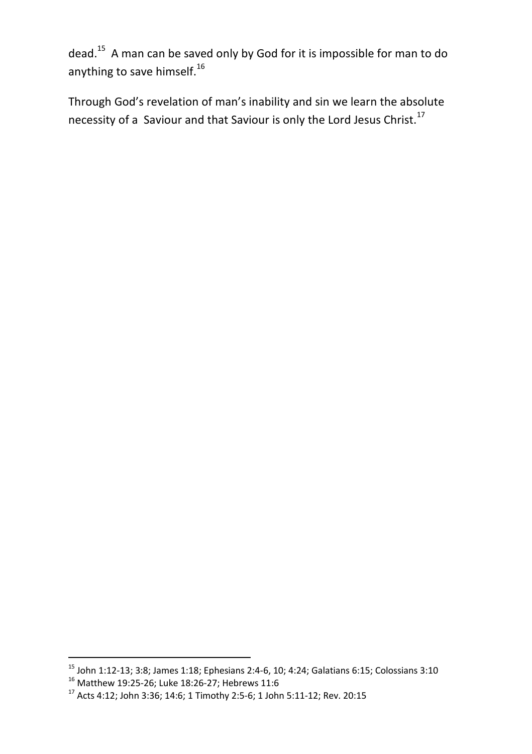dead.[15] A man can be saved only by God for it is impossible for man to do anything to save himself.[16]

Through God's revelation of man's inability and sin we learn the absolute necessity of a Saviour and that Saviour is only the Lord Jesus Christ.[17]

---

[15] John 1:12-13; 3:8; James 1:18; Ephesians 2:4-6, 10; 4:24; Galatians 6:15; Colossians 3:10

[16] Matthew 19:25-26; Luke 18:26-27; Hebrews 11:6

[17] Acts 4:12; John 3:36; 14:6; 1 Timothy 2:5-6; 1 John 5:11-12; Rev. 20:15